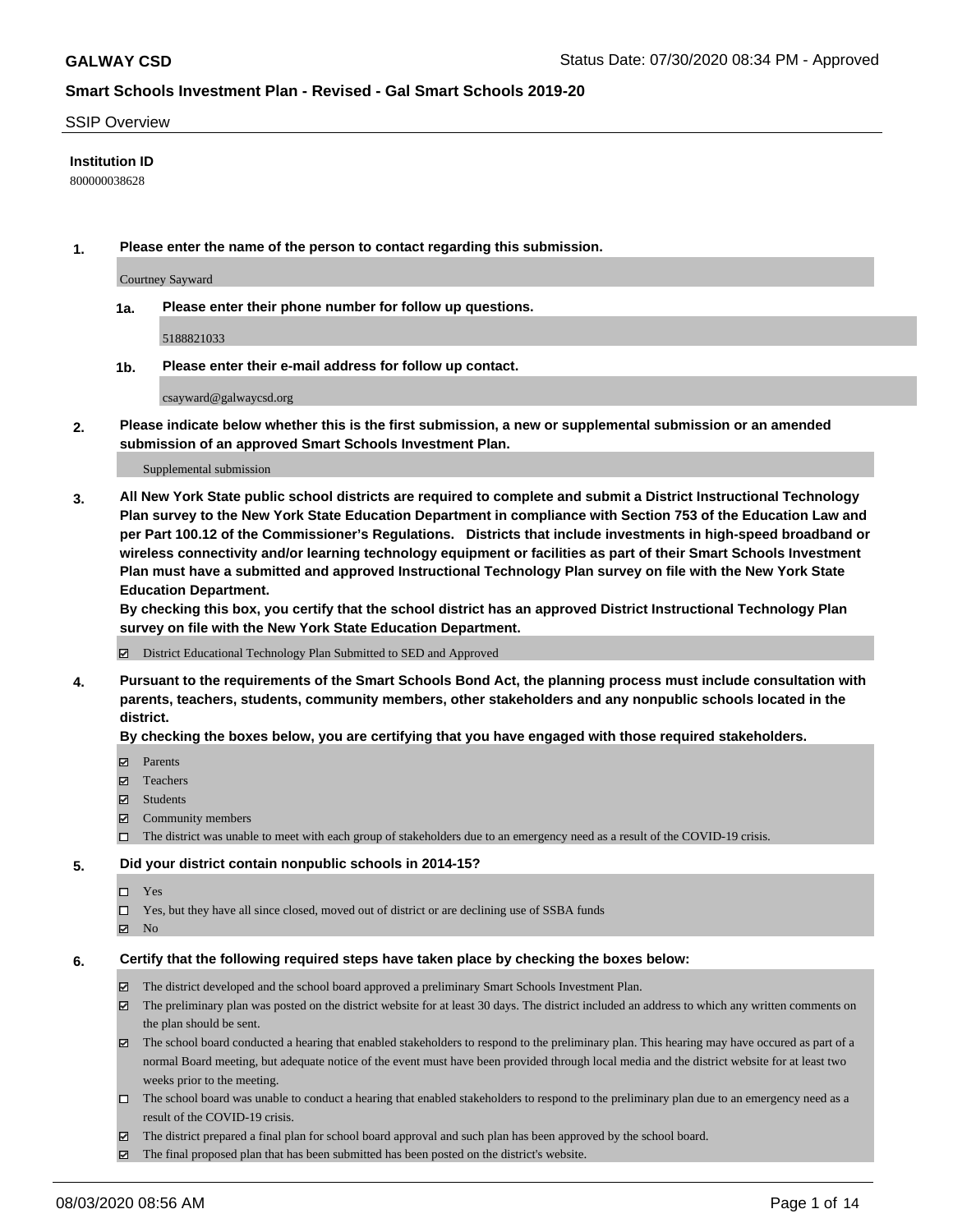# GALWAY CSD

Status Date: 07/30/2020 08:34 PM - Approved

## Smart Schools Investment Plan - Revised - Gal Smart Schools 2019-20

SSIP Overview

**Institution ID**

800000038628

**1. Please enter the name of the person to contact regarding this submission.**

Courtney Sayward

**1a. Please enter their phone number for follow up questions.**

5188821033

**1b. Please enter their e-mail address for follow up contact.**

csayward@galwaycsd.org

**2. Please indicate below whether this is the first submission, a new or supplemental submission or an amended submission of an approved Smart Schools Investment Plan.**

Supplemental submission

**3. All New York State public school districts are required to complete and submit a District Instructional Technology Plan survey to the New York State Education Department in compliance with Section 753 of the Education Law and per Part 100.12 of the Commissioner's Regulations. Districts that include investments in high-speed broadband or wireless connectivity and/or learning technology equipment or facilities as part of their Smart Schools Investment Plan must have a submitted and approved Instructional Technology Plan survey on file with the New York State Education Department.**

**By checking this box, you certify that the school district has an approved District Instructional Technology Plan survey on file with the New York State Education Department.**

- ☑ District Educational Technology Plan Submitted to SED and Approved

**4. Pursuant to the requirements of the Smart Schools Bond Act, the planning process must include consultation with parents, teachers, students, community members, other stakeholders and any nonpublic schools located in the district.**

**By checking the boxes below, you are certifying that you have engaged with those required stakeholders.**

- ☑ Parents
- ☑ Teachers
- ☑ Students
- ☑ Community members
- ☐ The district was unable to meet with each group of stakeholders due to an emergency need as a result of the COVID-19 crisis.

**5. Did your district contain nonpublic schools in 2014-15?**

- ☐ Yes
- ☐ Yes, but they have all since closed, moved out of district or are declining use of SSBA funds
- ☑ No

**6. Certify that the following required steps have taken place by checking the boxes below:**

- ☑ The district developed and the school board approved a preliminary Smart Schools Investment Plan.
- ☑ The preliminary plan was posted on the district website for at least 30 days. The district included an address to which any written comments on the plan should be sent.
- ☑ The school board conducted a hearing that enabled stakeholders to respond to the preliminary plan. This hearing may have occured as part of a normal Board meeting, but adequate notice of the event must have been provided through local media and the district website for at least two weeks prior to the meeting.
- ☐ The school board was unable to conduct a hearing that enabled stakeholders to respond to the preliminary plan due to an emergency need as a result of the COVID-19 crisis.
- ☑ The district prepared a final plan for school board approval and such plan has been approved by the school board.
- ☑ The final proposed plan that has been submitted has been posted on the district's website.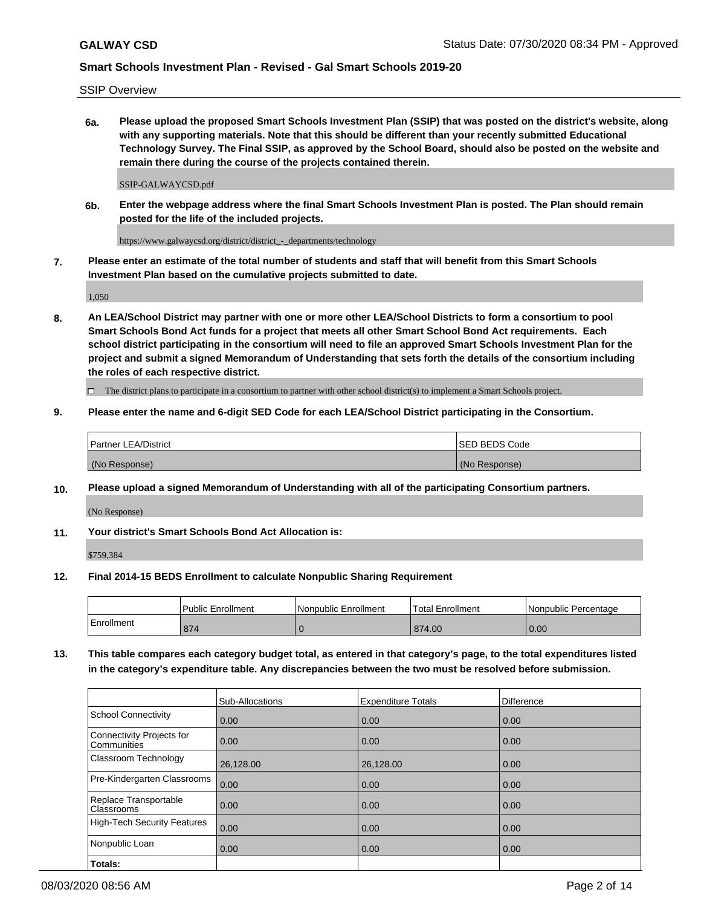SSIP Overview

**6a. Please upload the proposed Smart Schools Investment Plan (SSIP) that was posted on the district's website, along with any supporting materials. Note that this should be different than your recently submitted Educational Technology Survey. The Final SSIP, as approved by the School Board, should also be posted on the website and remain there during the course of the projects contained therein.**

SSIP-GALWAYCSD.pdf

**6b. Enter the webpage address where the final Smart Schools Investment Plan is posted. The Plan should remain posted for the life of the included projects.**

https://www.galwaycsd.org/district/district_-_departments/technology

**7. Please enter an estimate of the total number of students and staff that will benefit from this Smart Schools Investment Plan based on the cumulative projects submitted to date.**

1,050

**8. An LEA/School District may partner with one or more other LEA/School Districts to form a consortium to pool Smart Schools Bond Act funds for a project that meets all other Smart School Bond Act requirements. Each school district participating in the consortium will need to file an approved Smart Schools Investment Plan for the project and submit a signed Memorandum of Understanding that sets forth the details of the consortium including the roles of each respective district.**

☐ The district plans to participate in a consortium to partner with other school district(s) to implement a Smart Schools project.

**9. Please enter the name and 6-digit SED Code for each LEA/School District participating in the Consortium.**

| Partner LEA/District | SED BEDS Code |
|---|---|
| (No Response) | (No Response) |

**10. Please upload a signed Memorandum of Understanding with all of the participating Consortium partners.**

(No Response)

**11. Your district's Smart Schools Bond Act Allocation is:**

$759,384

**12. Final 2014-15 BEDS Enrollment to calculate Nonpublic Sharing Requirement**

| | Public Enrollment | Nonpublic Enrollment | Total Enrollment | Nonpublic Percentage |
|---|---|---|---|---|
| Enrollment | 874 | 0 | 874.00 | 0.00 |

**13. This table compares each category budget total, as entered in that category's page, to the total expenditures listed in the category's expenditure table. Any discrepancies between the two must be resolved before submission.**

| | Sub-Allocations | Expenditure Totals | Difference |
|---|---|---|---|
| School Connectivity | 0.00 | 0.00 | 0.00 |
| Connectivity Projects for Communities | 0.00 | 0.00 | 0.00 |
| Classroom Technology | 26,128.00 | 26,128.00 | 0.00 |
| Pre-Kindergarten Classrooms | 0.00 | 0.00 | 0.00 |
| Replace Transportable Classrooms | 0.00 | 0.00 | 0.00 |
| High-Tech Security Features | 0.00 | 0.00 | 0.00 |
| Nonpublic Loan | 0.00 | 0.00 | 0.00 |
| **Totals:** | | | |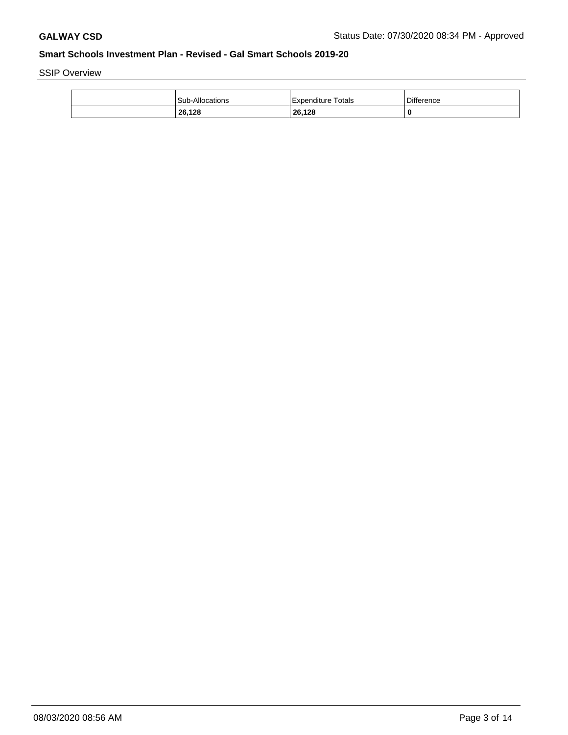**GALWAY CSD** Status Date: 07/30/2020 08:34 PM - Approved

**Smart Schools Investment Plan - Revised - Gal Smart Schools 2019-20**

SSIP Overview

| | Sub-Allocations | Expenditure Totals | Difference |
|---|---|---|---|
| | **26,128** | **26,128** | **0** |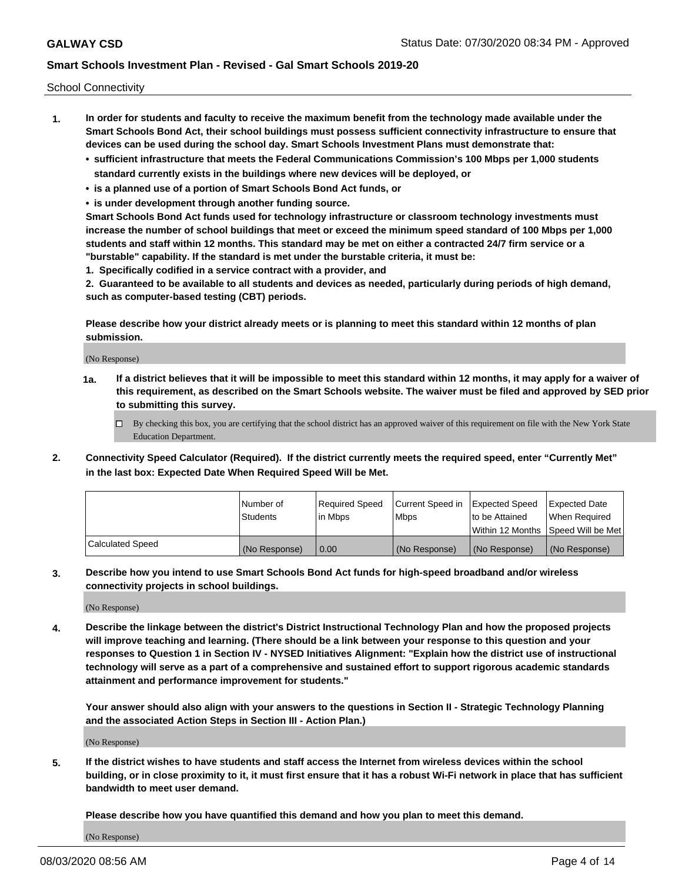School Connectivity

1. **In order for students and faculty to receive the maximum benefit from the technology made available under the Smart Schools Bond Act, their school buildings must possess sufficient connectivity infrastructure to ensure that devices can be used during the school day. Smart Schools Investment Plans must demonstrate that:**
   - **sufficient infrastructure that meets the Federal Communications Commission's 100 Mbps per 1,000 students standard currently exists in the buildings where new devices will be deployed, or**
   - **is a planned use of a portion of Smart Schools Bond Act funds, or**
   - **is under development through another funding source.**

   **Smart Schools Bond Act funds used for technology infrastructure or classroom technology investments must increase the number of school buildings that meet or exceed the minimum speed standard of 100 Mbps per 1,000 students and staff within 12 months. This standard may be met on either a contracted 24/7 firm service or a "burstable" capability. If the standard is met under the burstable criteria, it must be:**

   **1. Specifically codified in a service contract with a provider, and**

   **2. Guaranteed to be available to all students and devices as needed, particularly during periods of high demand, such as computer-based testing (CBT) periods.**

   **Please describe how your district already meets or is planning to meet this standard within 12 months of plan submission.**

   (No Response)

   **1a. If a district believes that it will be impossible to meet this standard within 12 months, it may apply for a waiver of this requirement, as described on the Smart Schools website. The waiver must be filed and approved by SED prior to submitting this survey.**

   ☐ By checking this box, you are certifying that the school district has an approved waiver of this requirement on file with the New York State Education Department.

2. **Connectivity Speed Calculator (Required). If the district currently meets the required speed, enter "Currently Met" in the last box: Expected Date When Required Speed Will be Met.**

|  | Number of Students | Required Speed in Mbps | Current Speed in Mbps | Expected Speed to be Attained Within 12 Months | Expected Date When Required Speed Will be Met |
|---|---|---|---|---|---|
| Calculated Speed | (No Response) | 0.00 | (No Response) | (No Response) | (No Response) |

3. **Describe how you intend to use Smart Schools Bond Act funds for high-speed broadband and/or wireless connectivity projects in school buildings.**

   (No Response)

4. **Describe the linkage between the district's District Instructional Technology Plan and how the proposed projects will improve teaching and learning. (There should be a link between your response to this question and your responses to Question 1 in Section IV - NYSED Initiatives Alignment: "Explain how the district use of instructional technology will serve as a part of a comprehensive and sustained effort to support rigorous academic standards attainment and performance improvement for students."**

   **Your answer should also align with your answers to the questions in Section II - Strategic Technology Planning and the associated Action Steps in Section III - Action Plan.)**

   (No Response)

5. **If the district wishes to have students and staff access the Internet from wireless devices within the school building, or in close proximity to it, it must first ensure that it has a robust Wi-Fi network in place that has sufficient bandwidth to meet user demand.**

   **Please describe how you have quantified this demand and how you plan to meet this demand.**

   (No Response)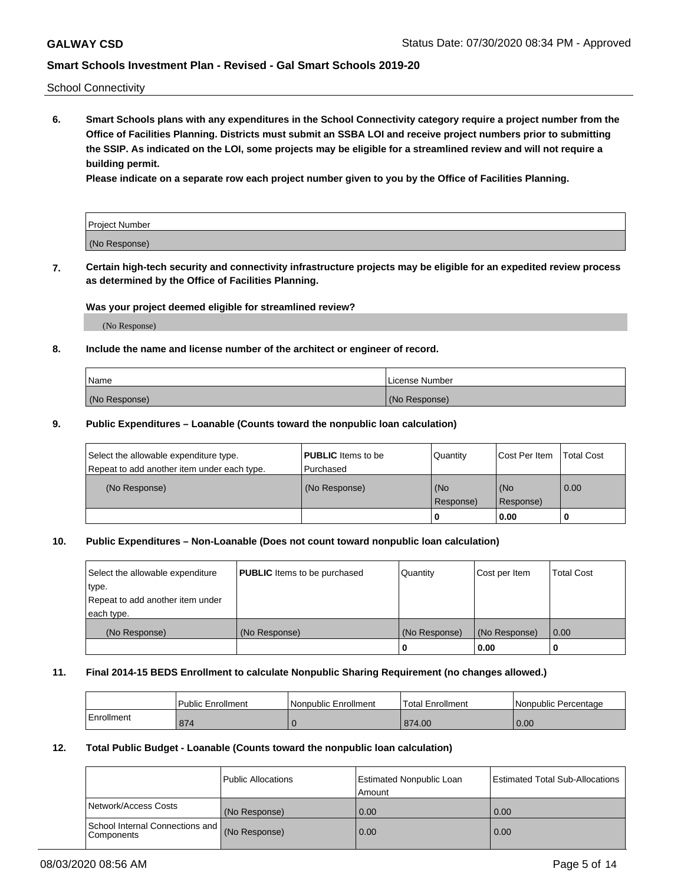School Connectivity

**6. Smart Schools plans with any expenditures in the School Connectivity category require a project number from the Office of Facilities Planning. Districts must submit an SSBA LOI and receive project numbers prior to submitting the SSIP. As indicated on the LOI, some projects may be eligible for a streamlined review and will not require a building permit.**

**Please indicate on a separate row each project number given to you by the Office of Facilities Planning.**

| Project Number |
|---|
| (No Response) |

**7. Certain high-tech security and connectivity infrastructure projects may be eligible for an expedited review process as determined by the Office of Facilities Planning.**

**Was your project deemed eligible for streamlined review?**

(No Response)

**8. Include the name and license number of the architect or engineer of record.**

| Name | License Number |
|---|---|
| (No Response) | (No Response) |

**9. Public Expenditures – Loanable (Counts toward the nonpublic loan calculation)**

| Select the allowable expenditure type. Repeat to add another item under each type. | **PUBLIC** Items to be Purchased | Quantity | Cost Per Item | Total Cost |
|---|---|---|---|---|
| (No Response) | (No Response) | (No Response) | (No Response) | 0.00 |
| | | 0 | 0.00 | 0 |

**10. Public Expenditures – Non-Loanable (Does not count toward nonpublic loan calculation)**

| Select the allowable expenditure type. Repeat to add another item under each type. | **PUBLIC** Items to be purchased | Quantity | Cost per Item | Total Cost |
|---|---|---|---|---|
| (No Response) | (No Response) | (No Response) | (No Response) | 0.00 |
| | | 0 | 0.00 | 0 |

**11. Final 2014-15 BEDS Enrollment to calculate Nonpublic Sharing Requirement (no changes allowed.)**

| | Public Enrollment | Nonpublic Enrollment | Total Enrollment | Nonpublic Percentage |
|---|---|---|---|---|
| Enrollment | 874 | 0 | 874.00 | 0.00 |

**12. Total Public Budget - Loanable (Counts toward the nonpublic loan calculation)**

| | Public Allocations | Estimated Nonpublic Loan Amount | Estimated Total Sub-Allocations |
|---|---|---|---|
| Network/Access Costs | (No Response) | 0.00 | 0.00 |
| School Internal Connections and Components | (No Response) | 0.00 | 0.00 |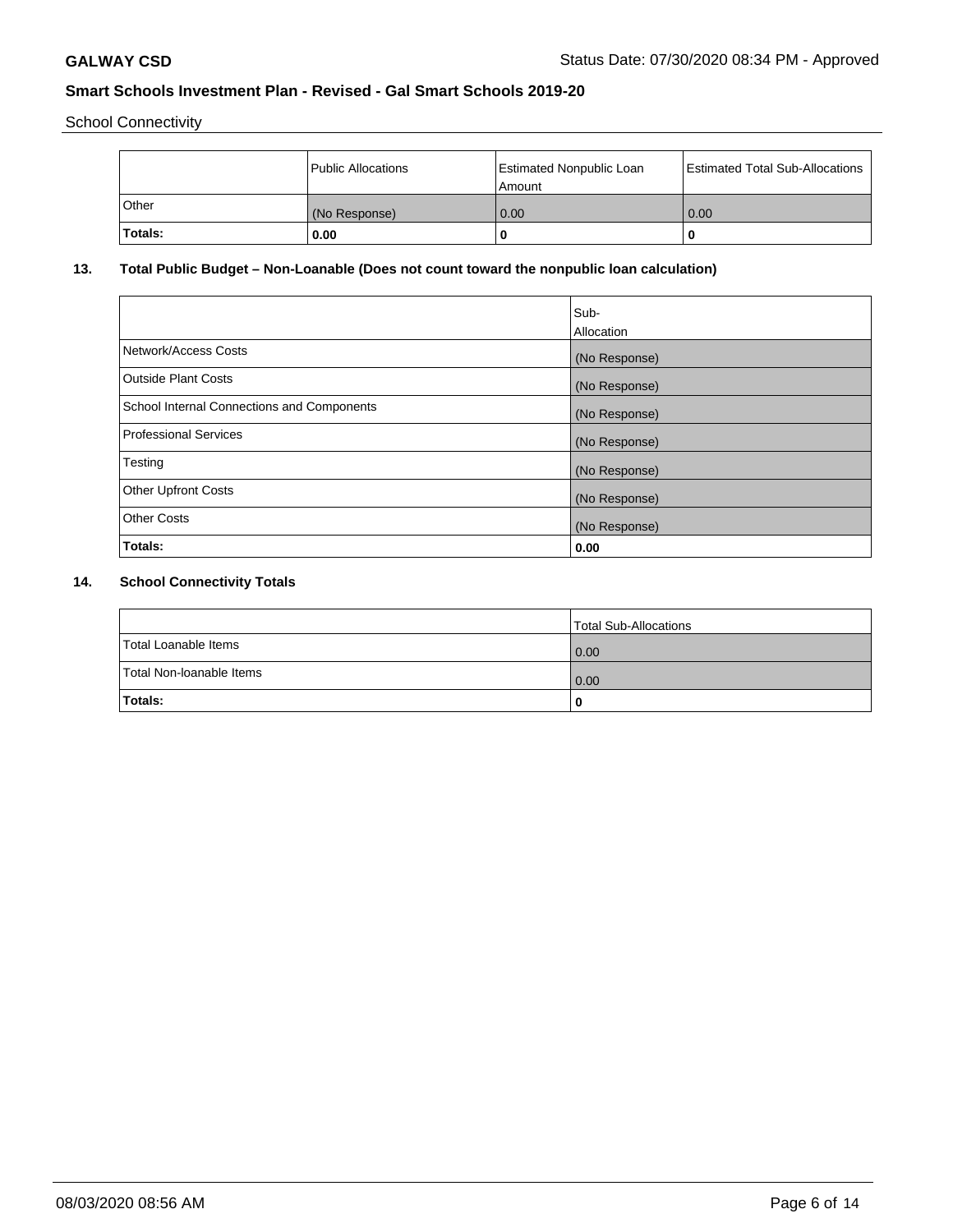School Connectivity

| | Public Allocations | Estimated Nonpublic Loan Amount | Estimated Total Sub-Allocations |
|---|---|---|---|
| Other | (No Response) | 0.00 | 0.00 |
| **Totals:** | **0.00** | **0** | **0** |

## 13. Total Public Budget – Non-Loanable (Does not count toward the nonpublic loan calculation)

| | Sub-Allocation |
|---|---|
| Network/Access Costs | (No Response) |
| Outside Plant Costs | (No Response) |
| School Internal Connections and Components | (No Response) |
| Professional Services | (No Response) |
| Testing | (No Response) |
| Other Upfront Costs | (No Response) |
| Other Costs | (No Response) |
| **Totals:** | **0.00** |

## 14. School Connectivity Totals

| | Total Sub-Allocations |
|---|---|
| Total Loanable Items | 0.00 |
| Total Non-loanable Items | 0.00 |
| **Totals:** | **0** |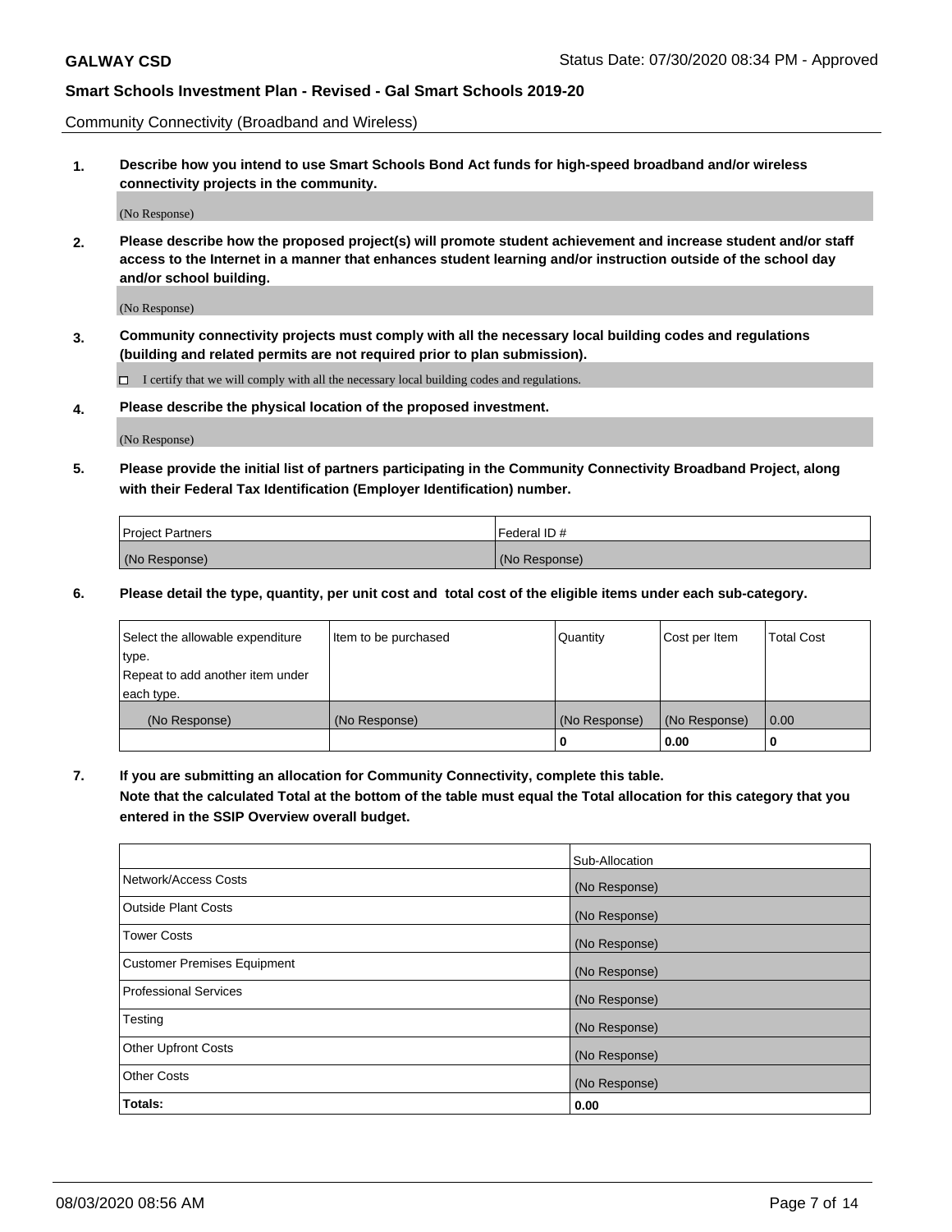Community Connectivity (Broadband and Wireless)

**1. Describe how you intend to use Smart Schools Bond Act funds for high-speed broadband and/or wireless connectivity projects in the community.**

(No Response)

**2. Please describe how the proposed project(s) will promote student achievement and increase student and/or staff access to the Internet in a manner that enhances student learning and/or instruction outside of the school day and/or school building.**

(No Response)

**3. Community connectivity projects must comply with all the necessary local building codes and regulations (building and related permits are not required prior to plan submission).**

☐ I certify that we will comply with all the necessary local building codes and regulations.

**4. Please describe the physical location of the proposed investment.**

(No Response)

**5. Please provide the initial list of partners participating in the Community Connectivity Broadband Project, along with their Federal Tax Identification (Employer Identification) number.**

| Project Partners | Federal ID # |
|---|---|
| (No Response) | (No Response) |

**6. Please detail the type, quantity, per unit cost and total cost of the eligible items under each sub-category.**

| Select the allowable expenditure type. Repeat to add another item under each type. | Item to be purchased | Quantity | Cost per Item | Total Cost |
|---|---|---|---|---|
| (No Response) | (No Response) | (No Response) | (No Response) | 0.00 |
| | | 0 | 0.00 | 0 |

**7. If you are submitting an allocation for Community Connectivity, complete this table. Note that the calculated Total at the bottom of the table must equal the Total allocation for this category that you entered in the SSIP Overview overall budget.**

| | Sub-Allocation |
|---|---|
| Network/Access Costs | (No Response) |
| Outside Plant Costs | (No Response) |
| Tower Costs | (No Response) |
| Customer Premises Equipment | (No Response) |
| Professional Services | (No Response) |
| Testing | (No Response) |
| Other Upfront Costs | (No Response) |
| Other Costs | (No Response) |
| **Totals:** | **0.00** |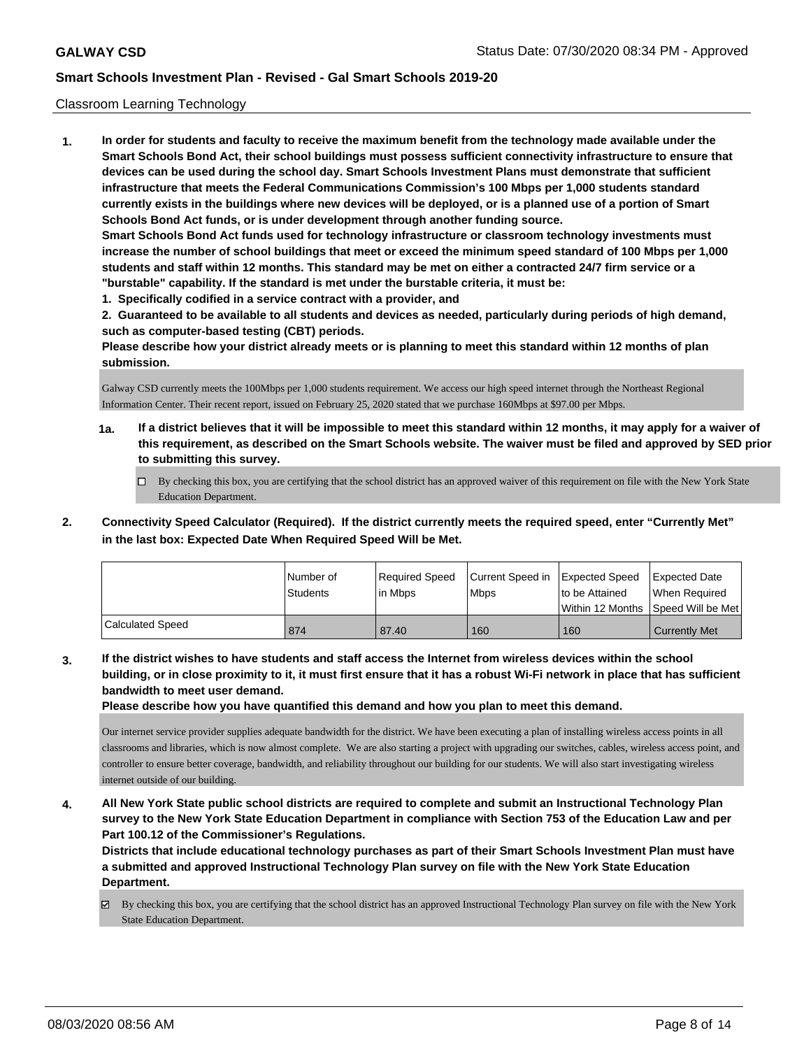Classroom Learning Technology

**1. In order for students and faculty to receive the maximum benefit from the technology made available under the Smart Schools Bond Act, their school buildings must possess sufficient connectivity infrastructure to ensure that devices can be used during the school day. Smart Schools Investment Plans must demonstrate that sufficient infrastructure that meets the Federal Communications Commission's 100 Mbps per 1,000 students standard currently exists in the buildings where new devices will be deployed, or is a planned use of a portion of Smart Schools Bond Act funds, or is under development through another funding source.**

**Smart Schools Bond Act funds used for technology infrastructure or classroom technology investments must increase the number of school buildings that meet or exceed the minimum speed standard of 100 Mbps per 1,000 students and staff within 12 months. This standard may be met on either a contracted 24/7 firm service or a "burstable" capability. If the standard is met under the burstable criteria, it must be:**

**1. Specifically codified in a service contract with a provider, and**

**2. Guaranteed to be available to all students and devices as needed, particularly during periods of high demand, such as computer-based testing (CBT) periods.**

**Please describe how your district already meets or is planning to meet this standard within 12 months of plan submission.**

Galway CSD currently meets the 100Mbps per 1,000 students requirement. We access our high speed internet through the Northeast Regional Information Center. Their recent report, issued on February 25, 2020 stated that we purchase 160Mbps at $97.00 per Mbps.

**1a. If a district believes that it will be impossible to meet this standard within 12 months, it may apply for a waiver of this requirement, as described on the Smart Schools website. The waiver must be filed and approved by SED prior to submitting this survey.**

☐ By checking this box, you are certifying that the school district has an approved waiver of this requirement on file with the New York State Education Department.

**2. Connectivity Speed Calculator (Required). If the district currently meets the required speed, enter "Currently Met" in the last box: Expected Date When Required Speed Will be Met.**

| | Number of Students | Required Speed in Mbps | Current Speed in Mbps | Expected Speed to be Attained Within 12 Months | Expected Date When Required Speed Will be Met |
|---|---|---|---|---|---|
| Calculated Speed | 874 | 87.40 | 160 | 160 | Currently Met |

**3. If the district wishes to have students and staff access the Internet from wireless devices within the school building, or in close proximity to it, it must first ensure that it has a robust Wi-Fi network in place that has sufficient bandwidth to meet user demand.**

**Please describe how you have quantified this demand and how you plan to meet this demand.**

Our internet service provider supplies adequate bandwidth for the district. We have been executing a plan of installing wireless access points in all classrooms and libraries, which is now almost complete. We are also starting a project with upgrading our switches, cables, wireless access point, and controller to ensure better coverage, bandwidth, and reliability throughout our building for our students. We will also start investigating wireless internet outside of our building.

**4. All New York State public school districts are required to complete and submit an Instructional Technology Plan survey to the New York State Education Department in compliance with Section 753 of the Education Law and per Part 100.12 of the Commissioner's Regulations.**

**Districts that include educational technology purchases as part of their Smart Schools Investment Plan must have a submitted and approved Instructional Technology Plan survey on file with the New York State Education Department.**

☑ By checking this box, you are certifying that the school district has an approved Instructional Technology Plan survey on file with the New York State Education Department.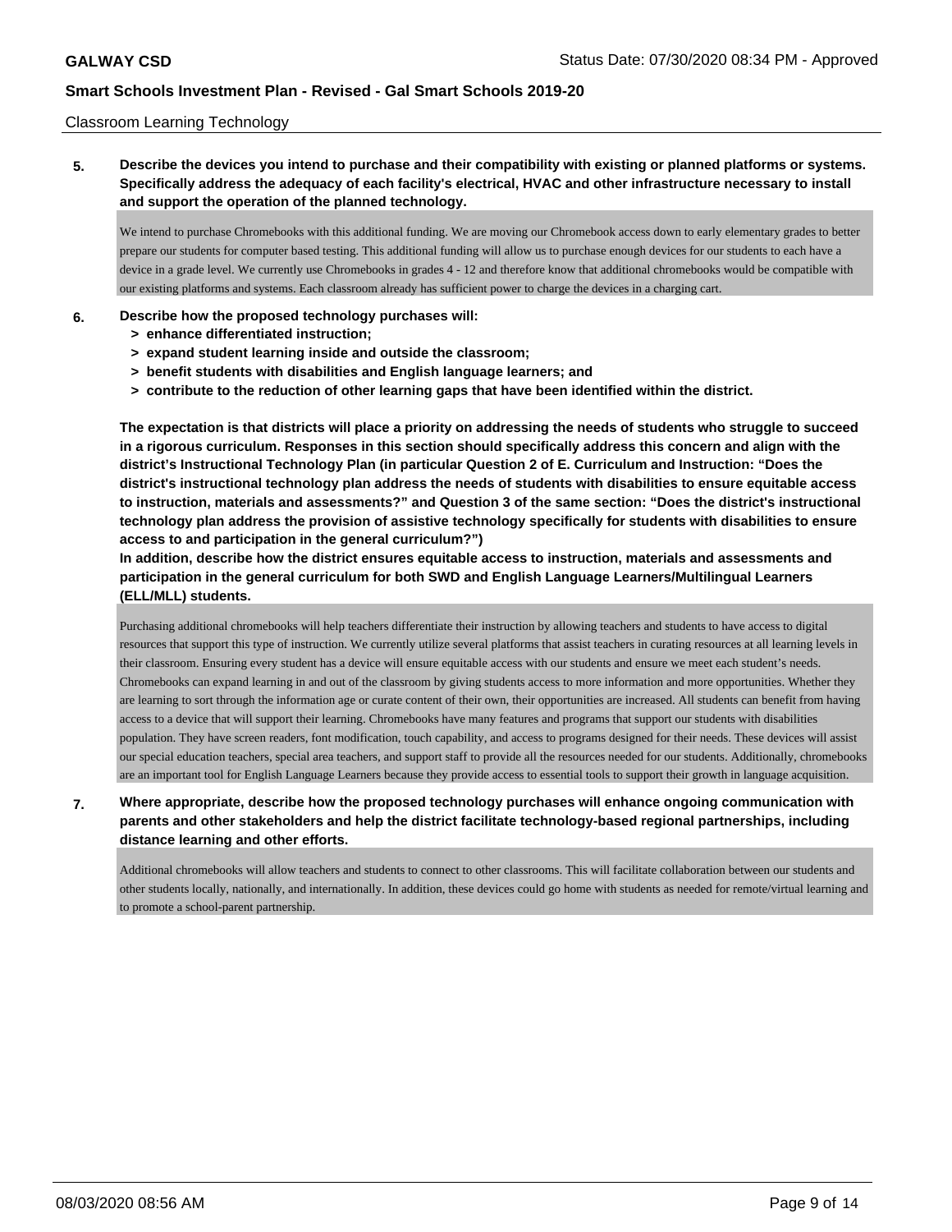Classroom Learning Technology

**5. Describe the devices you intend to purchase and their compatibility with existing or planned platforms or systems. Specifically address the adequacy of each facility's electrical, HVAC and other infrastructure necessary to install and support the operation of the planned technology.**

We intend to purchase Chromebooks with this additional funding. We are moving our Chromebook access down to early elementary grades to better prepare our students for computer based testing. This additional funding will allow us to purchase enough devices for our students to each have a device in a grade level. We currently use Chromebooks in grades 4 - 12 and therefore know that additional chromebooks would be compatible with our existing platforms and systems. Each classroom already has sufficient power to charge the devices in a charging cart.

**6. Describe how the proposed technology purchases will:**
- **> enhance differentiated instruction;**
- **> expand student learning inside and outside the classroom;**
- **> benefit students with disabilities and English language learners; and**
- **> contribute to the reduction of other learning gaps that have been identified within the district.**

**The expectation is that districts will place a priority on addressing the needs of students who struggle to succeed in a rigorous curriculum. Responses in this section should specifically address this concern and align with the district's Instructional Technology Plan (in particular Question 2 of E. Curriculum and Instruction: "Does the district's instructional technology plan address the needs of students with disabilities to ensure equitable access to instruction, materials and assessments?" and Question 3 of the same section: "Does the district's instructional technology plan address the provision of assistive technology specifically for students with disabilities to ensure access to and participation in the general curriculum?")**

**In addition, describe how the district ensures equitable access to instruction, materials and assessments and participation in the general curriculum for both SWD and English Language Learners/Multilingual Learners (ELL/MLL) students.**

Purchasing additional chromebooks will help teachers differentiate their instruction by allowing teachers and students to have access to digital resources that support this type of instruction. We currently utilize several platforms that assist teachers in curating resources at all learning levels in their classroom. Ensuring every student has a device will ensure equitable access with our students and ensure we meet each student's needs. Chromebooks can expand learning in and out of the classroom by giving students access to more information and more opportunities. Whether they are learning to sort through the information age or curate content of their own, their opportunities are increased. All students can benefit from having access to a device that will support their learning. Chromebooks have many features and programs that support our students with disabilities population. They have screen readers, font modification, touch capability, and access to programs designed for their needs. These devices will assist our special education teachers, special area teachers, and support staff to provide all the resources needed for our students. Additionally, chromebooks are an important tool for English Language Learners because they provide access to essential tools to support their growth in language acquisition.

**7. Where appropriate, describe how the proposed technology purchases will enhance ongoing communication with parents and other stakeholders and help the district facilitate technology-based regional partnerships, including distance learning and other efforts.**

Additional chromebooks will allow teachers and students to connect to other classrooms. This will facilitate collaboration between our students and other students locally, nationally, and internationally. In addition, these devices could go home with students as needed for remote/virtual learning and to promote a school-parent partnership.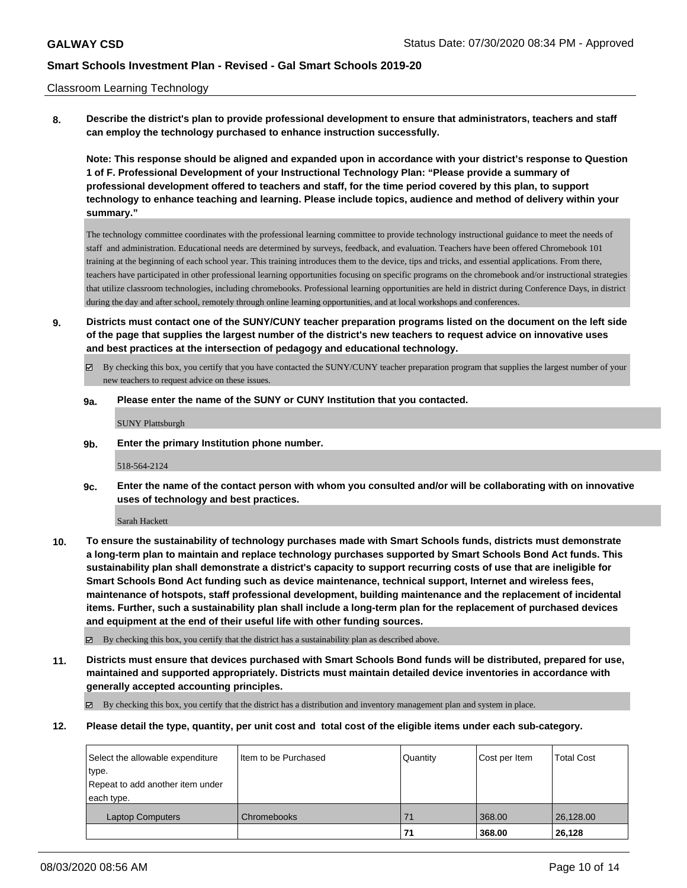Classroom Learning Technology

**8. Describe the district's plan to provide professional development to ensure that administrators, teachers and staff can employ the technology purchased to enhance instruction successfully.**

**Note: This response should be aligned and expanded upon in accordance with your district's response to Question 1 of F. Professional Development of your Instructional Technology Plan: "Please provide a summary of professional development offered to teachers and staff, for the time period covered by this plan, to support technology to enhance teaching and learning. Please include topics, audience and method of delivery within your summary."**

The technology committee coordinates with the professional learning committee to provide technology instructional guidance to meet the needs of staff and administration. Educational needs are determined by surveys, feedback, and evaluation. Teachers have been offered Chromebook 101 training at the beginning of each school year. This training introduces them to the device, tips and tricks, and essential applications. From there, teachers have participated in other professional learning opportunities focusing on specific programs on the chromebook and/or instructional strategies that utilize classroom technologies, including chromebooks. Professional learning opportunities are held in district during Conference Days, in district during the day and after school, remotely through online learning opportunities, and at local workshops and conferences.

**9. Districts must contact one of the SUNY/CUNY teacher preparation programs listed on the document on the left side of the page that supplies the largest number of the district's new teachers to request advice on innovative uses and best practices at the intersection of pedagogy and educational technology.**

☑ By checking this box, you certify that you have contacted the SUNY/CUNY teacher preparation program that supplies the largest number of your new teachers to request advice on these issues.

**9a. Please enter the name of the SUNY or CUNY Institution that you contacted.**

SUNY Plattsburgh

**9b. Enter the primary Institution phone number.**

518-564-2124

**9c. Enter the name of the contact person with whom you consulted and/or will be collaborating with on innovative uses of technology and best practices.**

Sarah Hackett

**10. To ensure the sustainability of technology purchases made with Smart Schools funds, districts must demonstrate a long-term plan to maintain and replace technology purchases supported by Smart Schools Bond Act funds. This sustainability plan shall demonstrate a district's capacity to support recurring costs of use that are ineligible for Smart Schools Bond Act funding such as device maintenance, technical support, Internet and wireless fees, maintenance of hotspots, staff professional development, building maintenance and the replacement of incidental items. Further, such a sustainability plan shall include a long-term plan for the replacement of purchased devices and equipment at the end of their useful life with other funding sources.**

☑ By checking this box, you certify that the district has a sustainability plan as described above.

**11. Districts must ensure that devices purchased with Smart Schools Bond funds will be distributed, prepared for use, maintained and supported appropriately. Districts must maintain detailed device inventories in accordance with generally accepted accounting principles.**

☑ By checking this box, you certify that the district has a distribution and inventory management plan and system in place.

**12. Please detail the type, quantity, per unit cost and total cost of the eligible items under each sub-category.**

| Select the allowable expenditure type. Repeat to add another item under each type. | Item to be Purchased | Quantity | Cost per Item | Total Cost |
|---|---|---|---|---|
| Laptop Computers | Chromebooks | 71 | 368.00 | 26,128.00 |
| | | **71** | **368.00** | **26,128** |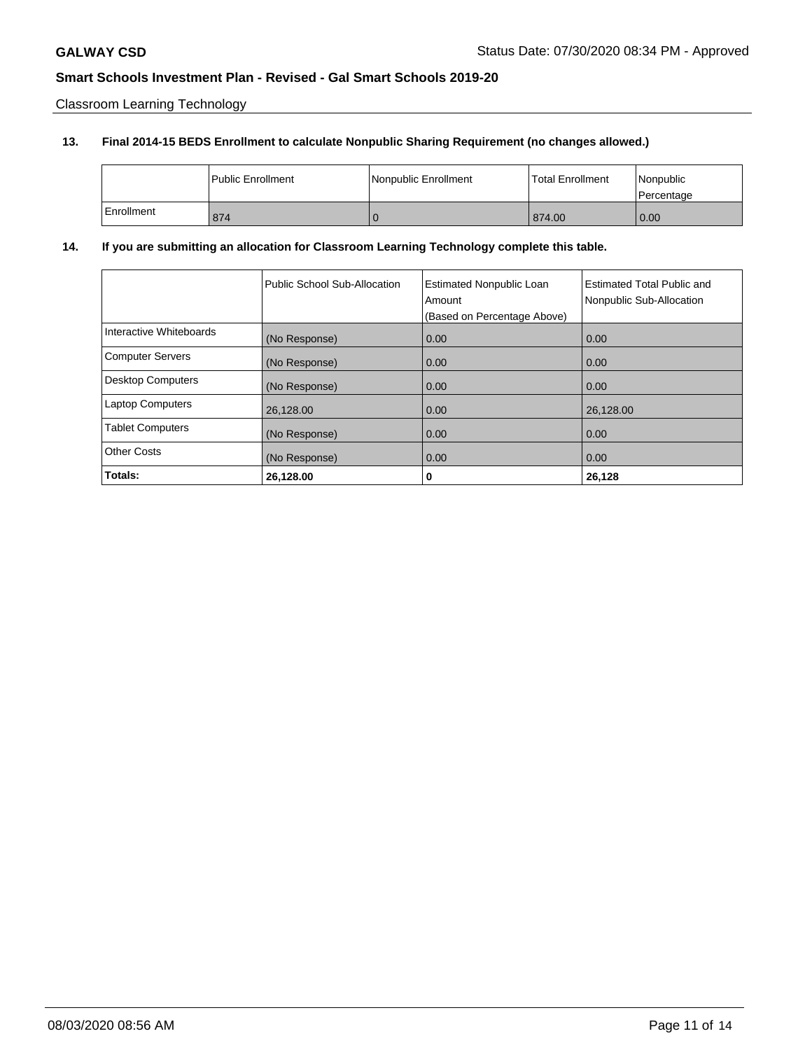Classroom Learning Technology

**13. Final 2014-15 BEDS Enrollment to calculate Nonpublic Sharing Requirement (no changes allowed.)**

| | Public Enrollment | Nonpublic Enrollment | Total Enrollment | Nonpublic Percentage |
|---|---|---|---|---|
| Enrollment | 874 | 0 | 874.00 | 0.00 |

**14. If you are submitting an allocation for Classroom Learning Technology complete this table.**

| | Public School Sub-Allocation | Estimated Nonpublic Loan Amount (Based on Percentage Above) | Estimated Total Public and Nonpublic Sub-Allocation |
|---|---|---|---|
| Interactive Whiteboards | (No Response) | 0.00 | 0.00 |
| Computer Servers | (No Response) | 0.00 | 0.00 |
| Desktop Computers | (No Response) | 0.00 | 0.00 |
| Laptop Computers | 26,128.00 | 0.00 | 26,128.00 |
| Tablet Computers | (No Response) | 0.00 | 0.00 |
| Other Costs | (No Response) | 0.00 | 0.00 |
| **Totals:** | **26,128.00** | **0** | **26,128** |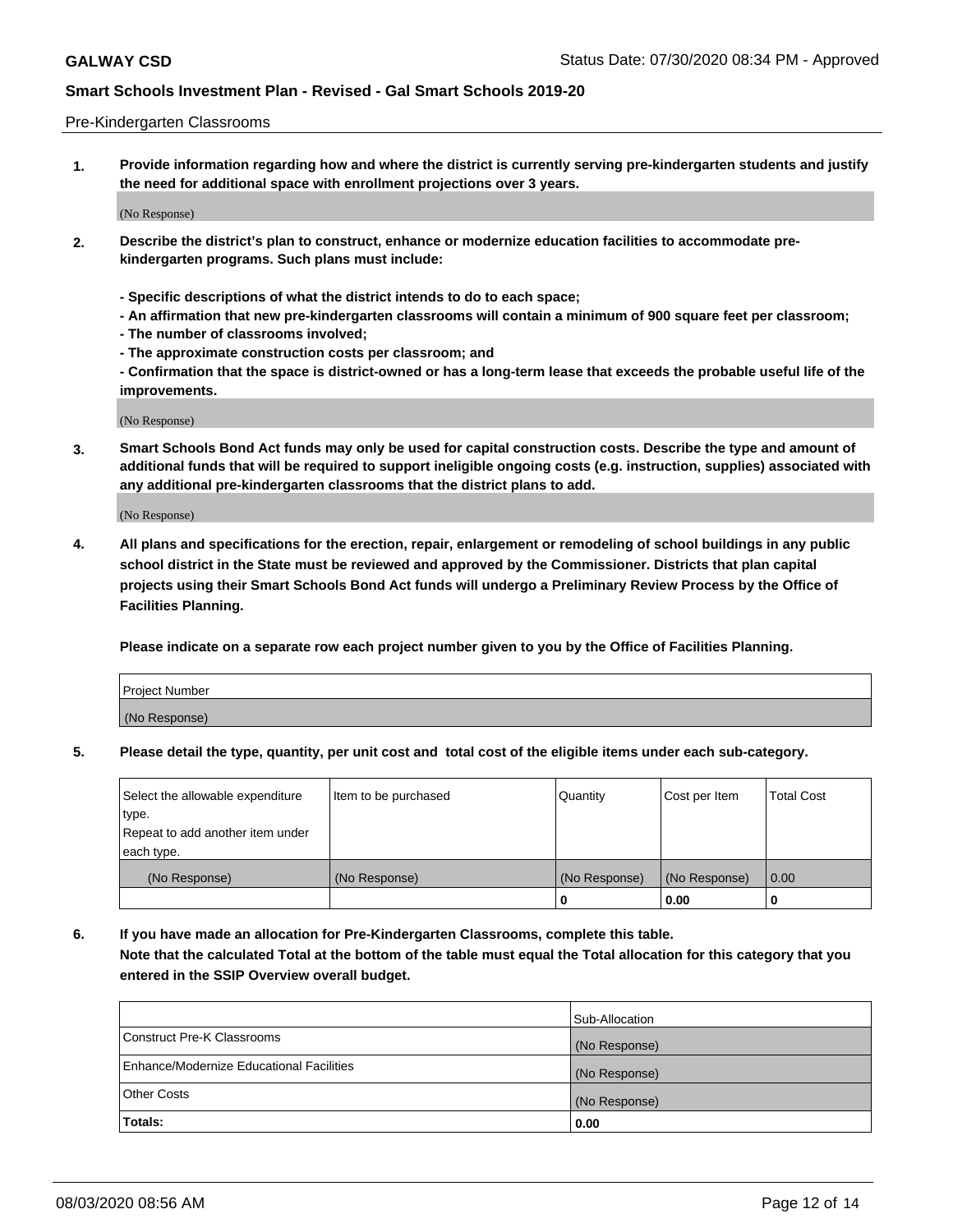Pre-Kindergarten Classrooms

**1. Provide information regarding how and where the district is currently serving pre-kindergarten students and justify the need for additional space with enrollment projections over 3 years.**

(No Response)

**2. Describe the district's plan to construct, enhance or modernize education facilities to accommodate pre-kindergarten programs. Such plans must include:**

**- Specific descriptions of what the district intends to do to each space;**
**- An affirmation that new pre-kindergarten classrooms will contain a minimum of 900 square feet per classroom;**
**- The number of classrooms involved;**
**- The approximate construction costs per classroom; and**
**- Confirmation that the space is district-owned or has a long-term lease that exceeds the probable useful life of the improvements.**

(No Response)

**3. Smart Schools Bond Act funds may only be used for capital construction costs. Describe the type and amount of additional funds that will be required to support ineligible ongoing costs (e.g. instruction, supplies) associated with any additional pre-kindergarten classrooms that the district plans to add.**

(No Response)

**4. All plans and specifications for the erection, repair, enlargement or remodeling of school buildings in any public school district in the State must be reviewed and approved by the Commissioner. Districts that plan capital projects using their Smart Schools Bond Act funds will undergo a Preliminary Review Process by the Office of Facilities Planning.**

**Please indicate on a separate row each project number given to you by the Office of Facilities Planning.**

| Project Number |
|---|
| (No Response) |

**5. Please detail the type, quantity, per unit cost and total cost of the eligible items under each sub-category.**

| Select the allowable expenditure type. Repeat to add another item under each type. | Item to be purchased | Quantity | Cost per Item | Total Cost |
|---|---|---|---|---|
| (No Response) | (No Response) | (No Response) | (No Response) | 0.00 |
| | | 0 | 0.00 | 0 |

**6. If you have made an allocation for Pre-Kindergarten Classrooms, complete this table.**
**Note that the calculated Total at the bottom of the table must equal the Total allocation for this category that you entered in the SSIP Overview overall budget.**

| | Sub-Allocation |
|---|---|
| Construct Pre-K Classrooms | (No Response) |
| Enhance/Modernize Educational Facilities | (No Response) |
| Other Costs | (No Response) |
| **Totals:** | **0.00** |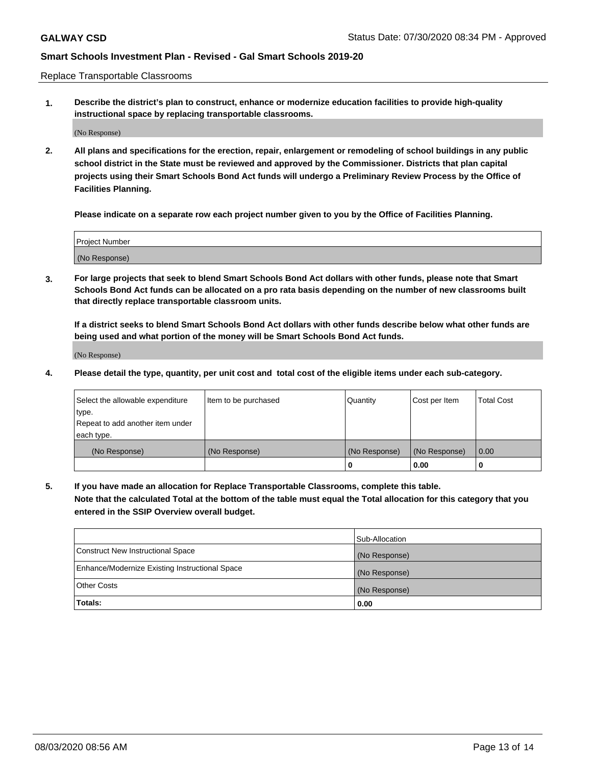Replace Transportable Classrooms

1. **Describe the district's plan to construct, enhance or modernize education facilities to provide high-quality instructional space by replacing transportable classrooms.**

(No Response)

2. **All plans and specifications for the erection, repair, enlargement or remodeling of school buildings in any public school district in the State must be reviewed and approved by the Commissioner. Districts that plan capital projects using their Smart Schools Bond Act funds will undergo a Preliminary Review Process by the Office of Facilities Planning.**

**Please indicate on a separate row each project number given to you by the Office of Facilities Planning.**

| Project Number |
|---|
| (No Response) |

3. **For large projects that seek to blend Smart Schools Bond Act dollars with other funds, please note that Smart Schools Bond Act funds can be allocated on a pro rata basis depending on the number of new classrooms built that directly replace transportable classroom units.**

**If a district seeks to blend Smart Schools Bond Act dollars with other funds describe below what other funds are being used and what portion of the money will be Smart Schools Bond Act funds.**

(No Response)

4. **Please detail the type, quantity, per unit cost and total cost of the eligible items under each sub-category.**

| Select the allowable expenditure type. Repeat to add another item under each type. | Item to be purchased | Quantity | Cost per Item | Total Cost |
|---|---|---|---|---|
| (No Response) | (No Response) | (No Response) | (No Response) | 0.00 |
| | | **0** | **0.00** | **0** |

5. **If you have made an allocation for Replace Transportable Classrooms, complete this table. Note that the calculated Total at the bottom of the table must equal the Total allocation for this category that you entered in the SSIP Overview overall budget.**

| | Sub-Allocation |
|---|---|
| Construct New Instructional Space | (No Response) |
| Enhance/Modernize Existing Instructional Space | (No Response) |
| Other Costs | (No Response) |
| **Totals:** | **0.00** |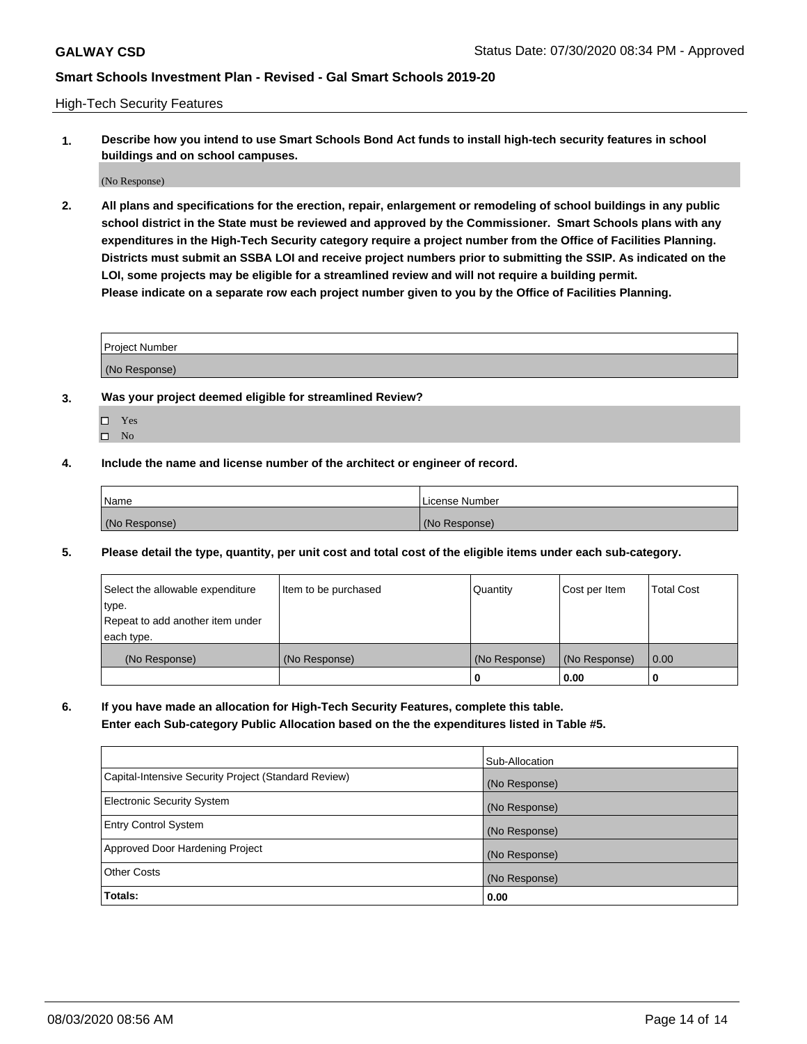High-Tech Security Features

**1. Describe how you intend to use Smart Schools Bond Act funds to install high-tech security features in school buildings and on school campuses.**

(No Response)

**2. All plans and specifications for the erection, repair, enlargement or remodeling of school buildings in any public school district in the State must be reviewed and approved by the Commissioner. Smart Schools plans with any expenditures in the High-Tech Security category require a project number from the Office of Facilities Planning. Districts must submit an SSBA LOI and receive project numbers prior to submitting the SSIP. As indicated on the LOI, some projects may be eligible for a streamlined review and will not require a building permit.**
**Please indicate on a separate row each project number given to you by the Office of Facilities Planning.**

| Project Number |
|---|
| (No Response) |

**3. Was your project deemed eligible for streamlined Review?**

- ☐ Yes
- ☐ No

**4. Include the name and license number of the architect or engineer of record.**

| Name | License Number |
|---|---|
| (No Response) | (No Response) |

**5. Please detail the type, quantity, per unit cost and total cost of the eligible items under each sub-category.**

| Select the allowable expenditure type. Repeat to add another item under each type. | Item to be purchased | Quantity | Cost per Item | Total Cost |
|---|---|---|---|---|
| (No Response) | (No Response) | (No Response) | (No Response) | 0.00 |
| | | 0 | 0.00 | 0 |

**6. If you have made an allocation for High-Tech Security Features, complete this table.**
**Enter each Sub-category Public Allocation based on the the expenditures listed in Table #5.**

| | Sub-Allocation |
|---|---|
| Capital-Intensive Security Project (Standard Review) | (No Response) |
| Electronic Security System | (No Response) |
| Entry Control System | (No Response) |
| Approved Door Hardening Project | (No Response) |
| Other Costs | (No Response) |
| **Totals:** | **0.00** |